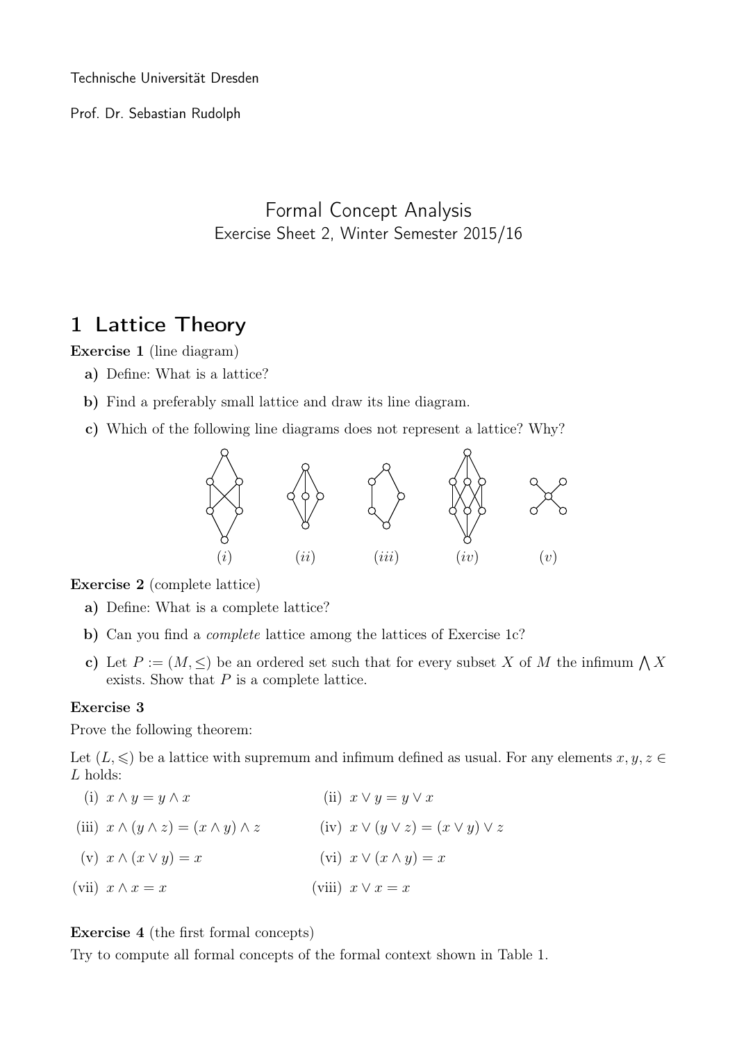Technische Universität Dresden

Prof. Dr. Sebastian Rudolph

# Formal Concept Analysis

Exercise Sheet 2, Winter Semester 2015/16

## 1 Lattice Theory

**Exercise 1** (line diagram)

**a)** Define: What is a lattice?

**b)** Find a preferably small lattice and draw its line diagram.

**c)** Which of the following line diagrams does not represent a lattice? Why?

$(i)$ $(ii)$ $(iii)$ $(iv)$ $(v)$

**Exercise 2** (complete lattice)

**a)** Define: What is a complete lattice?

**b)** Can you find a *complete* lattice among the lattices of Exercise 1c?

**c)** Let $P := (M, \leq)$ be an ordered set such that for every subset $X$ of $M$ the infimum $\bigwedge X$ exists. Show that $P$ is a complete lattice.

**Exercise 3**

Prove the following theorem:

Let $(L, \leqslant)$ be a lattice with supremum and infimum defined as usual. For any elements $x, y, z \in L$ holds:

(i) $x \wedge y = y \wedge x$

(ii) $x \vee y = y \vee x$

(iii) $x \wedge (y \wedge z) = (x \wedge y) \wedge z$

(iv) $x \vee (y \vee z) = (x \vee y) \vee z$

(v) $x \wedge (x \vee y) = x$

(vi) $x \vee (x \wedge y) = x$

(vii) $x \wedge x = x$

(viii) $x \vee x = x$

**Exercise 4** (the first formal concepts)

Try to compute all formal concepts of the formal context shown in Table 1.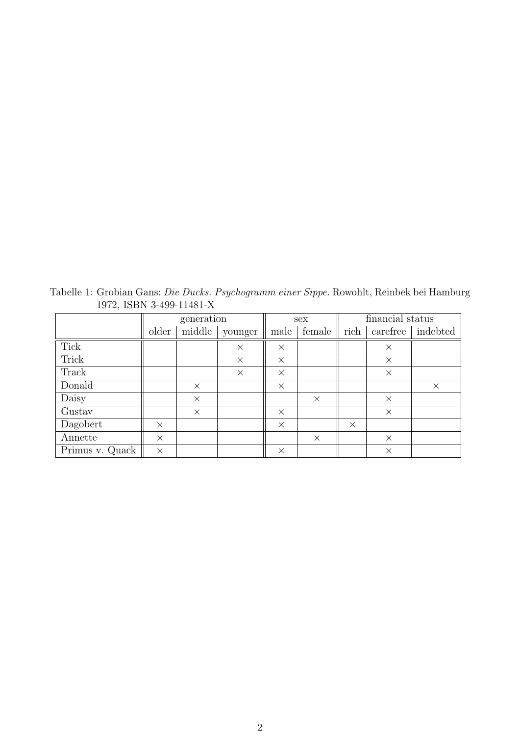Tabelle 1: Grobian Gans: *Die Ducks. Psychogramm einer Sippe.* Rowohlt, Reinbek bei Hamburg 1972, ISBN 3-499-11481-X

| | generation | | | sex | | financial status | | |
|---|---|---|---|---|---|---|---|---|
| | older | middle | younger | male | female | rich | carefree | indebted |
| Tick | | | × | × | | | × | |
| Trick | | | × | × | | | × | |
| Track | | | × | × | | | × | |
| Donald | | × | | × | | | | × |
| Daisy | | × | | | × | | × | |
| Gustav | | × | | × | | | × | |
| Dagobert | × | | | × | | × | | |
| Annette | × | | | | × | | × | |
| Primus v. Quack | × | | | × | | | × | |